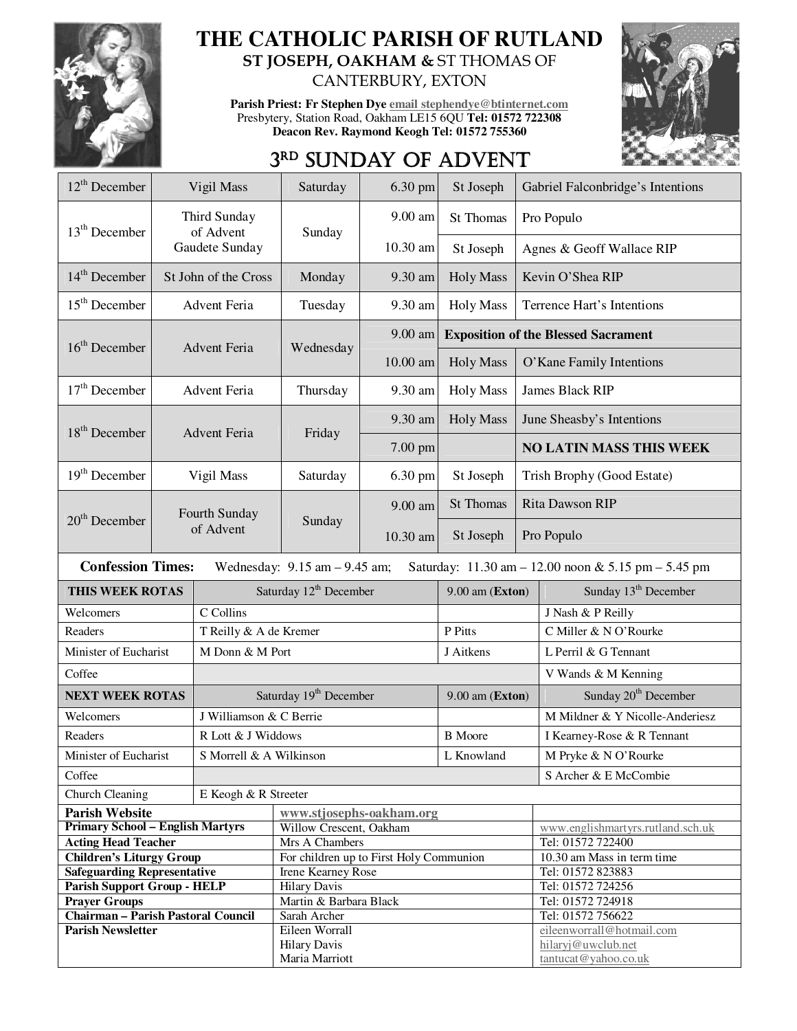# THE CATHOLIC PARISH OF RUTLAND

**ST JOSEPH, OAKHAM &** ST THOMAS OF CANTERBURY, EXTON

**Parish Priest: Fr Stephen Dye** email stephendye@btinternet.com
Presbytery, Station Road, Oakham LE15 6QU **Tel: 01572 722308**
**Deacon Rev. Raymond Keogh Tel: 01572 755360**

## 3RD SUNDAY OF ADVENT

| Date | Celebration | Day | Time | Place | Intention |
|---|---|---|---|---|---|
| 12th December | Vigil Mass | Saturday | 6.30 pm | St Joseph | Gabriel Falconbridge's Intentions |
| 13th December | Third Sunday of Advent Gaudete Sunday | Sunday | 9.00 am | St Thomas | Pro Populo |
| | | | 10.30 am | St Joseph | Agnes & Geoff Wallace RIP |
| 14th December | St John of the Cross | Monday | 9.30 am | Holy Mass | Kevin O'Shea RIP |
| 15th December | Advent Feria | Tuesday | 9.30 am | Holy Mass | Terrence Hart's Intentions |
| 16th December | Advent Feria | Wednesday | 9.00 am | **Exposition of the Blessed Sacrament** | |
| | | | 10.00 am | Holy Mass | O'Kane Family Intentions |
| 17th December | Advent Feria | Thursday | 9.30 am | Holy Mass | James Black RIP |
| 18th December | Advent Feria | Friday | 9.30 am | Holy Mass | June Sheasby's Intentions |
| | | | 7.00 pm | | **NO LATIN MASS THIS WEEK** |
| 19th December | Vigil Mass | Saturday | 6.30 pm | St Joseph | Trish Brophy (Good Estate) |
| 20th December | Fourth Sunday of Advent | Sunday | 9.00 am | St Thomas | Rita Dawson RIP |
| | | | 10.30 am | St Joseph | Pro Populo |

**Confession Times:** Wednesday: 9.15 am – 9.45 am; Saturday: 11.30 am – 12.00 noon & 5.15 pm – 5.45 pm

| **THIS WEEK ROTAS** | Saturday 12th December | 9.00 am (**Exton**) | Sunday 13th December |
|---|---|---|---|
| Welcomers | C Collins | | J Nash & P Reilly |
| Readers | T Reilly & A de Kremer | P Pitts | C Miller & N O'Rourke |
| Minister of Eucharist | M Donn & M Port | J Aitkens | L Perril & G Tennant |
| Coffee | | | V Wands & M Kenning |
| **NEXT WEEK ROTAS** | Saturday 19th December | 9.00 am (**Exton**) | Sunday 20th December |
| Welcomers | J Williamson & C Berrie | | M Mildner & Y Nicolle-Anderiesz |
| Readers | R Lott & J Widdows | B Moore | I Kearney-Rose & R Tennant |
| Minister of Eucharist | S Morrell & A Wilkinson | L Knowland | M Pryke & N O'Rourke |
| Coffee | | | S Archer & E McCombie |
| Church Cleaning | E Keogh & R Streeter | | |

| | | |
|---|---|---|
| **Parish Website** | www.stjosephs-oakham.org | |
| **Primary School – English Martyrs** | Willow Crescent, Oakham | www.englishmartyrs.rutland.sch.uk |
| **Acting Head Teacher** | Mrs A Chambers | Tel: 01572 722400 |
| **Children's Liturgy Group** | For children up to First Holy Communion | 10.30 am Mass in term time |
| **Safeguarding Representative** | Irene Kearney Rose | Tel: 01572 823883 |
| **Parish Support Group - HELP** | Hilary Davis | Tel: 01572 724256 |
| **Prayer Groups** | Martin & Barbara Black | Tel: 01572 724918 |
| **Chairman – Parish Pastoral Council** | Sarah Archer | Tel: 01572 756622 |
| **Parish Newsletter** | Eileen Worrall<br>Hilary Davis<br>Maria Marriott | eileenworrall@hotmail.com<br>hilaryj@uwclub.net<br>tantucat@yahoo.co.uk |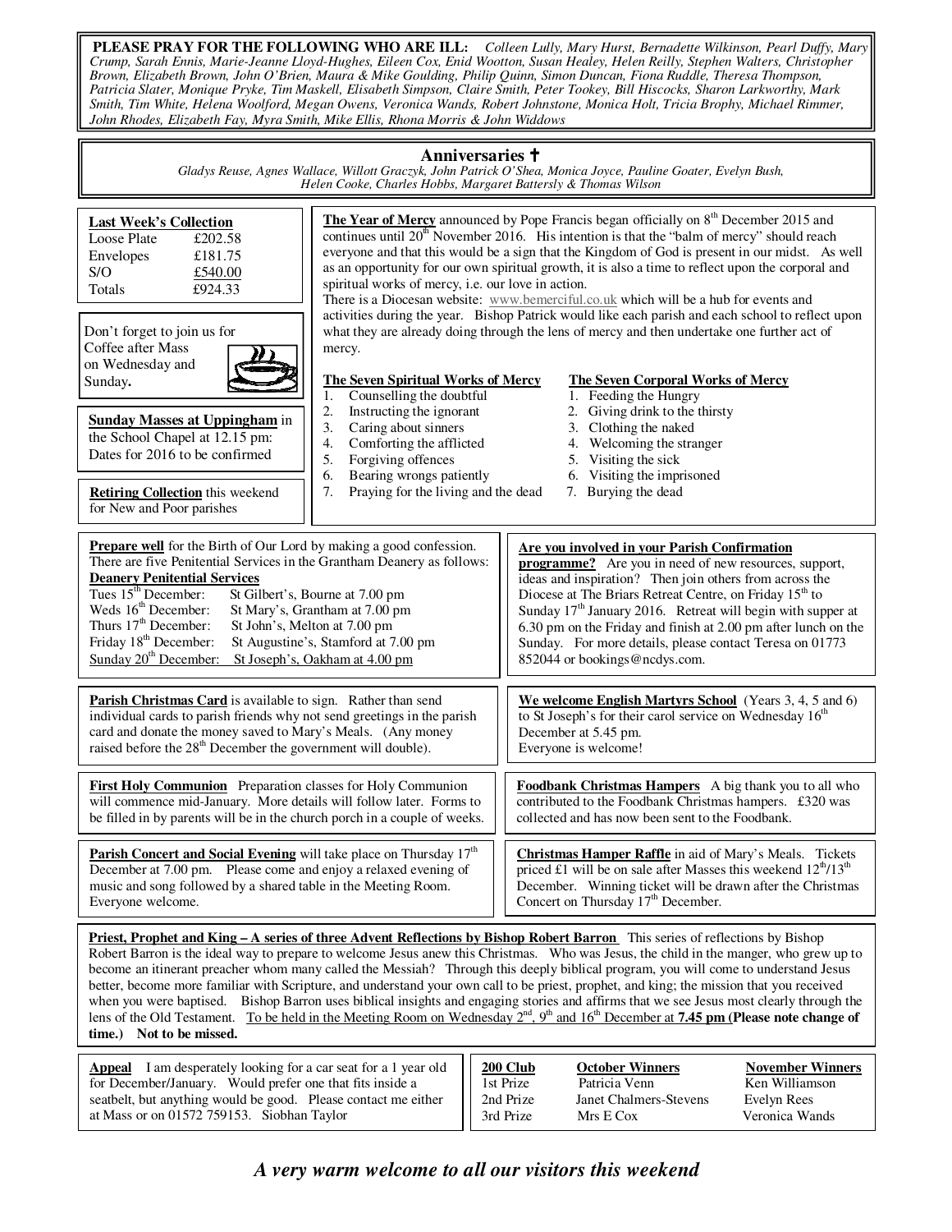**PLEASE PRAY FOR THE FOLLOWING WHO ARE ILL:** *Colleen Lully, Mary Hurst, Bernadette Wilkinson, Pearl Duffy, Mary Crump, Sarah Ennis, Marie-Jeanne Lloyd-Hughes, Eileen Cox, Enid Wootton, Susan Healey, Helen Reilly, Stephen Walters, Christopher Brown, Elizabeth Brown, John O'Brien, Maura & Mike Goulding, Philip Quinn, Simon Duncan, Fiona Ruddle, Theresa Thompson, Patricia Slater, Monique Pryke, Tim Maskell, Elisabeth Simpson, Claire Smith, Peter Tookey, Bill Hiscocks, Sharon Larkworthy, Mark Smith, Tim White, Helena Woolford, Megan Owens, Veronica Wands, Robert Johnstone, Monica Holt, Tricia Brophy, Michael Rimmer, John Rhodes, Elizabeth Fay, Myra Smith, Mike Ellis, Rhona Morris & John Widdows*

## Anniversaries ✝

*Gladys Reuse, Agnes Wallace, Willott Graczyk, John Patrick O'Shea, Monica Joyce, Pauline Goater, Evelyn Bush, Helen Cooke, Charles Hobbs, Margaret Battersly & Thomas Wilson*

**Last Week's Collection**

| | |
|---|---|
| Loose Plate | £202.58 |
| Envelopes | £181.75 |
| S/O | £540.00 |
| Totals | £924.33 |

Don't forget to join us for Coffee after Mass on Wednesday and Sunday**.**

**Sunday Masses at Uppingham** in the School Chapel at 12.15 pm: Dates for 2016 to be confirmed

**Retiring Collection** this weekend for New and Poor parishes

**The Year of Mercy** announced by Pope Francis began officially on 8th December 2015 and continues until 20th November 2016. His intention is that the "balm of mercy" should reach everyone and that this would be a sign that the Kingdom of God is present in our midst. As well as an opportunity for our own spiritual growth, it is also a time to reflect upon the corporal and spiritual works of mercy, i.e. our love in action.

There is a Diocesan website: www.bemerciful.co.uk which will be a hub for events and activities during the year. Bishop Patrick would like each parish and each school to reflect upon what they are already doing through the lens of mercy and then undertake one further act of mercy.

**The Seven Spiritual Works of Mercy**

1. Counselling the doubtful
2. Instructing the ignorant
3. Caring about sinners
4. Comforting the afflicted
5. Forgiving offences
6. Bearing wrongs patiently
7. Praying for the living and the dead

**The Seven Corporal Works of Mercy**

1. Feeding the Hungry
2. Giving drink to the thirsty
3. Clothing the naked
4. Welcoming the stranger
5. Visiting the sick
6. Visiting the imprisoned
7. Burying the dead

**Prepare well** for the Birth of Our Lord by making a good confession. There are five Penitential Services in the Grantham Deanery as follows:

**Deanery Penitential Services**

| | |
|---|---|
| Tues 15th December: | St Gilbert's, Bourne at 7.00 pm |
| Weds 16th December: | St Mary's, Grantham at 7.00 pm |
| Thurs 17th December: | St John's, Melton at 7.00 pm |
| Friday 18th December: | St Augustine's, Stamford at 7.00 pm |
| Sunday 20th December: | St Joseph's, Oakham at 4.00 pm |

**Are you involved in your Parish Confirmation programme?** Are you in need of new resources, support, ideas and inspiration? Then join others from across the Diocese at The Briars Retreat Centre, on Friday 15th to Sunday 17th January 2016. Retreat will begin with supper at 6.30 pm on the Friday and finish at 2.00 pm after lunch on the Sunday. For more details, please contact Teresa on 01773 852044 or bookings@ncdys.com.

**Parish Christmas Card** is available to sign. Rather than send individual cards to parish friends why not send greetings in the parish card and donate the money saved to Mary's Meals. (Any money raised before the 28th December the government will double).

**We welcome English Martyrs School** (Years 3, 4, 5 and 6) to St Joseph's for their carol service on Wednesday 16th December at 5.45 pm.
Everyone is welcome!

**First Holy Communion** Preparation classes for Holy Communion will commence mid-January. More details will follow later. Forms to be filled in by parents will be in the church porch in a couple of weeks.

**Foodbank Christmas Hampers** A big thank you to all who contributed to the Foodbank Christmas hampers. £320 was collected and has now been sent to the Foodbank.

**Parish Concert and Social Evening** will take place on Thursday 17th December at 7.00 pm. Please come and enjoy a relaxed evening of music and song followed by a shared table in the Meeting Room. Everyone welcome.

**Christmas Hamper Raffle** in aid of Mary's Meals. Tickets priced £1 will be on sale after Masses this weekend 12th/13th December. Winning ticket will be drawn after the Christmas Concert on Thursday 17th December.

**Priest, Prophet and King – A series of three Advent Reflections by Bishop Robert Barron** This series of reflections by Bishop Robert Barron is the ideal way to prepare to welcome Jesus anew this Christmas. Who was Jesus, the child in the manger, who grew up to become an itinerant preacher whom many called the Messiah? Through this deeply biblical program, you will come to understand Jesus better, become more familiar with Scripture, and understand your own call to be priest, prophet, and king; the mission that you received when you were baptised. Bishop Barron uses biblical insights and engaging stories and affirms that we see Jesus most clearly through the lens of the Old Testament. To be held in the Meeting Room on Wednesday 2nd, 9th and 16th December at **7.45 pm (Please note change of time.) Not to be missed.**

**Appeal** I am desperately looking for a car seat for a 1 year old for December/January. Would prefer one that fits inside a seatbelt, but anything would be good. Please contact me either at Mass or on 01572 759153. Siobhan Taylor

| **200 Club** | **October Winners** | **November Winners** |
|---|---|---|
| 1st Prize | Patricia Venn | Ken Williamson |
| 2nd Prize | Janet Chalmers-Stevens | Evelyn Rees |
| 3rd Prize | Mrs E Cox | Veronica Wands |

***A very warm welcome to all our visitors this weekend***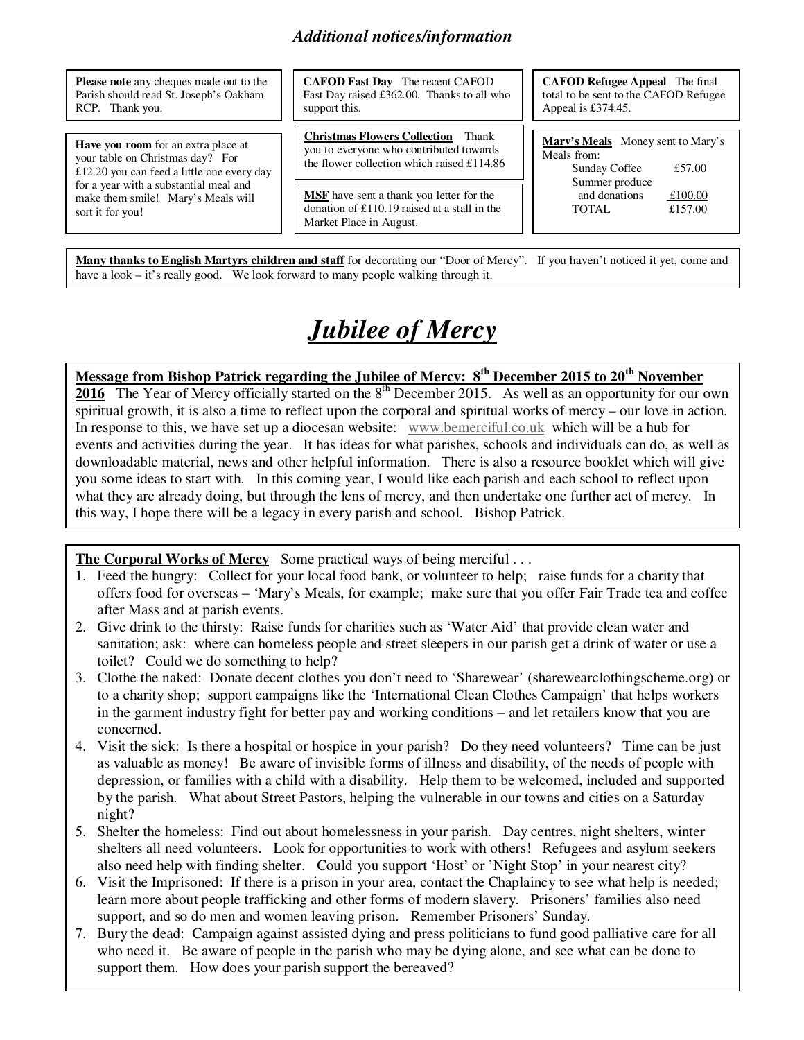*Additional notices/information*

**Please note** any cheques made out to the Parish should read St. Joseph's Oakham RCP. Thank you.

**Have you room** for an extra place at your table on Christmas day? For £12.20 you can feed a little one every day for a year with a substantial meal and make them smile! Mary's Meals will sort it for you!

**CAFOD Fast Day** The recent CAFOD Fast Day raised £362.00. Thanks to all who support this.

**Christmas Flowers Collection** Thank you to everyone who contributed towards the flower collection which raised £114.86

**MSF** have sent a thank you letter for the donation of £110.19 raised at a stall in the Market Place in August.

**CAFOD Refugee Appeal** The final total to be sent to the CAFOD Refugee Appeal is £374.45.

**Mary's Meals** Money sent to Mary's Meals from:

| | |
|---|---|
| Sunday Coffee | £57.00 |
| Summer produce and donations | £100.00 |
| TOTAL | £157.00 |

**Many thanks to English Martyrs children and staff** for decorating our "Door of Mercy". If you haven't noticed it yet, come and have a look – it's really good. We look forward to many people walking through it.

# *Jubilee of Mercy*

**Message from Bishop Patrick regarding the Jubilee of Mercy: 8th December 2015 to 20th November 2016** The Year of Mercy officially started on the 8th December 2015. As well as an opportunity for our own spiritual growth, it is also a time to reflect upon the corporal and spiritual works of mercy – our love in action. In response to this, we have set up a diocesan website: www.bemerciful.co.uk which will be a hub for events and activities during the year. It has ideas for what parishes, schools and individuals can do, as well as downloadable material, news and other helpful information. There is also a resource booklet which will give you some ideas to start with. In this coming year, I would like each parish and each school to reflect upon what they are already doing, but through the lens of mercy, and then undertake one further act of mercy. In this way, I hope there will be a legacy in every parish and school. Bishop Patrick.

**The Corporal Works of Mercy** Some practical ways of being merciful . . .

1. Feed the hungry: Collect for your local food bank, or volunteer to help; raise funds for a charity that offers food for overseas – 'Mary's Meals, for example; make sure that you offer Fair Trade tea and coffee after Mass and at parish events.
2. Give drink to the thirsty: Raise funds for charities such as 'Water Aid' that provide clean water and sanitation; ask: where can homeless people and street sleepers in our parish get a drink of water or use a toilet? Could we do something to help?
3. Clothe the naked: Donate decent clothes you don't need to 'Sharewear' (sharewearclothingscheme.org) or to a charity shop; support campaigns like the 'International Clean Clothes Campaign' that helps workers in the garment industry fight for better pay and working conditions – and let retailers know that you are concerned.
4. Visit the sick: Is there a hospital or hospice in your parish? Do they need volunteers? Time can be just as valuable as money! Be aware of invisible forms of illness and disability, of the needs of people with depression, or families with a child with a disability. Help them to be welcomed, included and supported by the parish. What about Street Pastors, helping the vulnerable in our towns and cities on a Saturday night?
5. Shelter the homeless: Find out about homelessness in your parish. Day centres, night shelters, winter shelters all need volunteers. Look for opportunities to work with others! Refugees and asylum seekers also need help with finding shelter. Could you support 'Host' or 'Night Stop' in your nearest city?
6. Visit the Imprisoned: If there is a prison in your area, contact the Chaplaincy to see what help is needed; learn more about people trafficking and other forms of modern slavery. Prisoners' families also need support, and so do men and women leaving prison. Remember Prisoners' Sunday.
7. Bury the dead: Campaign against assisted dying and press politicians to fund good palliative care for all who need it. Be aware of people in the parish who may be dying alone, and see what can be done to support them. How does your parish support the bereaved?